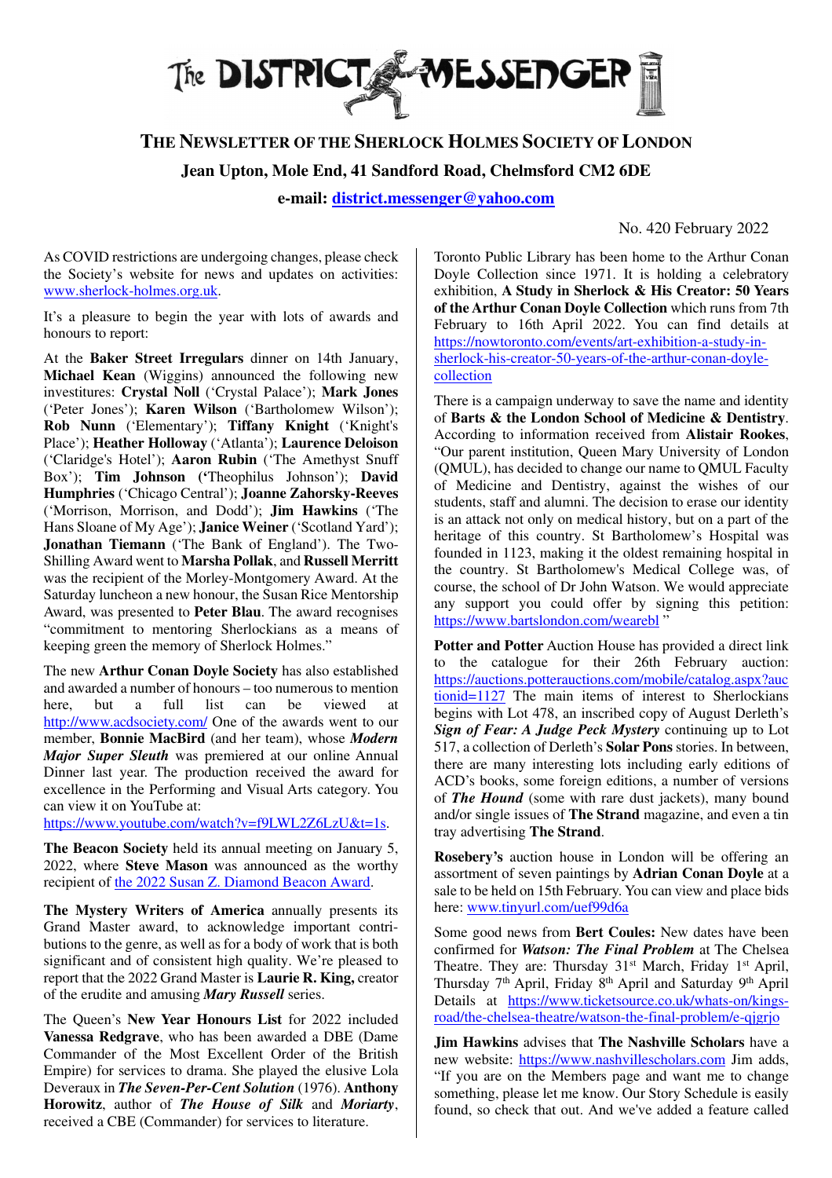# The DISTRICT MESSENGER

## THE NEWSLETTER OF THE SHERLOCK HOLMES SOCIETY OF LONDON

**Jean Upton, Mole End, 41 Sandford Road, Chelmsford CM2 6DE**

**e-mail: district.messenger@yahoo.com**

No. 420 February 2022

As COVID restrictions are undergoing changes, please check the Society's website for news and updates on activities: www.sherlock-holmes.org.uk.

It's a pleasure to begin the year with lots of awards and honours to report:

At the **Baker Street Irregulars** dinner on 14th January, **Michael Kean** (Wiggins) announced the following new investitures: **Crystal Noll** ('Crystal Palace'); **Mark Jones** ('Peter Jones'); **Karen Wilson** ('Bartholomew Wilson'); **Rob Nunn** ('Elementary'); **Tiffany Knight** ('Knight's Place'); **Heather Holloway** ('Atlanta'); **Laurence Deloison** ('Claridge's Hotel'); **Aaron Rubin** ('The Amethyst Snuff Box'); **Tim Johnson** (**'**Theophilus Johnson'); **David Humphries** ('Chicago Central'); **Joanne Zahorsky-Reeves** ('Morrison, Morrison, and Dodd'); **Jim Hawkins** ('The Hans Sloane of My Age'); **Janice Weiner** ('Scotland Yard'); **Jonathan Tiemann** ('The Bank of England'). The Two-Shilling Award went to **Marsha Pollak**, and **Russell Merritt** was the recipient of the Morley-Montgomery Award. At the Saturday luncheon a new honour, the Susan Rice Mentorship Award, was presented to **Peter Blau**. The award recognises "commitment to mentoring Sherlockians as a means of keeping green the memory of Sherlock Holmes."

The new **Arthur Conan Doyle Society** has also established and awarded a number of honours – too numerous to mention here, but a full list can be viewed at http://www.acdsociety.com/ One of the awards went to our member, **Bonnie MacBird** (and her team), whose ***Modern Major Super Sleuth*** was premiered at our online Annual Dinner last year. The production received the award for excellence in the Performing and Visual Arts category. You can view it on YouTube at: https://www.youtube.com/watch?v=f9LWL2Z6LzU&t=1s.

**The Beacon Society** held its annual meeting on January 5, 2022, where **Steve Mason** was announced as the worthy recipient of the 2022 Susan Z. Diamond Beacon Award.

**The Mystery Writers of America** annually presents its Grand Master award, to acknowledge important contributions to the genre, as well as for a body of work that is both significant and of consistent high quality. We're pleased to report that the 2022 Grand Master is **Laurie R. King,** creator of the erudite and amusing ***Mary Russell*** series.

The Queen's **New Year Honours List** for 2022 included **Vanessa Redgrave**, who has been awarded a DBE (Dame Commander of the Most Excellent Order of the British Empire) for services to drama. She played the elusive Lola Deveraux in ***The Seven-Per-Cent Solution*** (1976). **Anthony Horowitz**, author of ***The House of Silk*** and ***Moriarty***, received a CBE (Commander) for services to literature.

Toronto Public Library has been home to the Arthur Conan Doyle Collection since 1971. It is holding a celebratory exhibition, **A Study in Sherlock & His Creator: 50 Years of the Arthur Conan Doyle Collection** which runs from 7th February to 16th April 2022. You can find details at https://nowtoronto.com/events/art-exhibition-a-study-in-sherlock-his-creator-50-years-of-the-arthur-conan-doyle-collection

There is a campaign underway to save the name and identity of **Barts & the London School of Medicine & Dentistry**. According to information received from **Alistair Rookes**, "Our parent institution, Queen Mary University of London (QMUL), has decided to change our name to QMUL Faculty of Medicine and Dentistry, against the wishes of our students, staff and alumni. The decision to erase our identity is an attack not only on medical history, but on a part of the heritage of this country. St Bartholomew's Hospital was founded in 1123, making it the oldest remaining hospital in the country. St Bartholomew's Medical College was, of course, the school of Dr John Watson. We would appreciate any support you could offer by signing this petition: https://www.bartslondon.com/wearebl "

**Potter and Potter** Auction House has provided a direct link to the catalogue for their 26th February auction: https://auctions.potterauctions.com/mobile/catalog.aspx?auctionid=1127 The main items of interest to Sherlockians begins with Lot 478, an inscribed copy of August Derleth's ***Sign of Fear: A Judge Peck Mystery*** continuing up to Lot 517, a collection of Derleth's **Solar Pons** stories. In between, there are many interesting lots including early editions of ACD's books, some foreign editions, a number of versions of ***The Hound*** (some with rare dust jackets), many bound and/or single issues of **The Strand** magazine, and even a tin tray advertising **The Strand**.

**Rosebery's** auction house in London will be offering an assortment of seven paintings by **Adrian Conan Doyle** at a sale to be held on 15th February. You can view and place bids here: www.tinyurl.com/uef99d6a

Some good news from **Bert Coules:** New dates have been confirmed for ***Watson: The Final Problem*** at The Chelsea Theatre. They are: Thursday 31st March, Friday 1st April, Thursday 7th April, Friday 8th April and Saturday 9th April Details at https://www.ticketsource.co.uk/whats-on/kings-road/the-chelsea-theatre/watson-the-final-problem/e-qjgrjo

**Jim Hawkins** advises that **The Nashville Scholars** have a new website: https://www.nashvillescholars.com Jim adds, "If you are on the Members page and want me to change something, please let me know. Our Story Schedule is easily found, so check that out. And we've added a feature called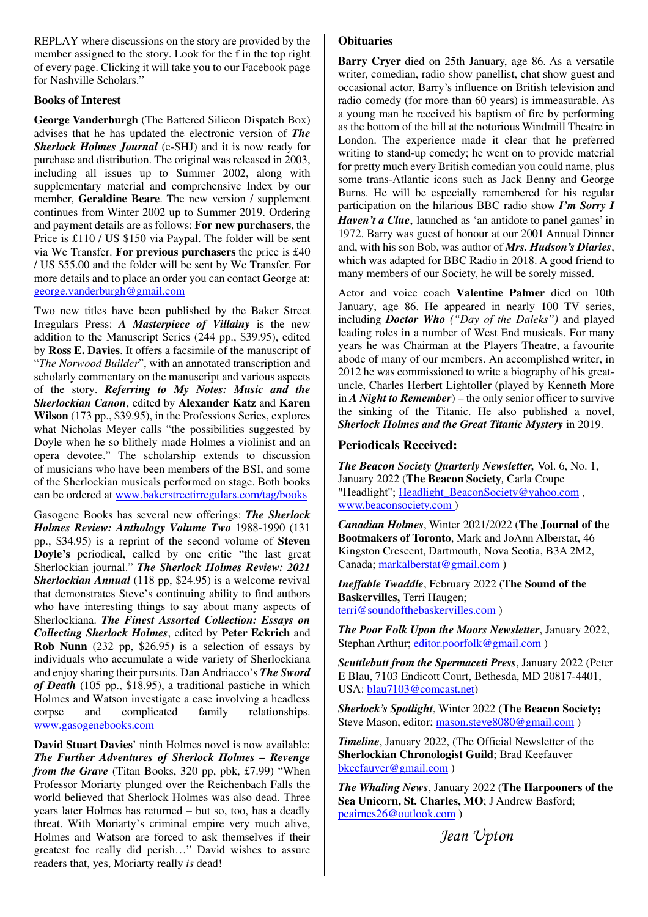REPLAY where discussions on the story are provided by the member assigned to the story. Look for the f in the top right of every page. Clicking it will take you to our Facebook page for Nashville Scholars."

### Books of Interest

**George Vanderburgh** (The Battered Silicon Dispatch Box) advises that he has updated the electronic version of ***The Sherlock Holmes Journal*** (e-SHJ) and it is now ready for purchase and distribution. The original was released in 2003, including all issues up to Summer 2002, along with supplementary material and comprehensive Index by our member, **Geraldine Beare**. The new version / supplement continues from Winter 2002 up to Summer 2019. Ordering and payment details are as follows: **For new purchasers**, the Price is £110 / US $150 via Paypal. The folder will be sent via We Transfer. **For previous purchasers** the price is £40 / US $55.00 and the folder will be sent by We Transfer. For more details and to place an order you can contact George at: george.vanderburgh@gmail.com

Two new titles have been published by the Baker Street Irregulars Press: ***A Masterpiece of Villainy*** is the new addition to the Manuscript Series (244 pp., $39.95), edited by **Ross E. Davies**. It offers a facsimile of the manuscript of "*The Norwood Builder*", with an annotated transcription and scholarly commentary on the manuscript and various aspects of the story. ***Referring to My Notes: Music and the Sherlockian Canon***, edited by **Alexander Katz** and **Karen Wilson** (173 pp., $39.95), in the Professions Series, explores what Nicholas Meyer calls "the possibilities suggested by Doyle when he so blithely made Holmes a violinist and an opera devotee." The scholarship extends to discussion of musicians who have been members of the BSI, and some of the Sherlockian musicals performed on stage. Both books can be ordered at www.bakerstreetirregulars.com/tag/books

Gasogene Books has several new offerings: ***The Sherlock Holmes Review: Anthology Volume Two*** 1988-1990 (131 pp., $34.95) is a reprint of the second volume of **Steven Doyle's** periodical, called by one critic "the last great Sherlockian journal." ***The Sherlock Holmes Review: 2021 Sherlockian Annual*** (118 pp, $24.95) is a welcome revival that demonstrates Steve's continuing ability to find authors who have interesting things to say about many aspects of Sherlockiana. ***The Finest Assorted Collection: Essays on Collecting Sherlock Holmes***, edited by **Peter Eckrich** and **Rob Nunn** (232 pp, $26.95) is a selection of essays by individuals who accumulate a wide variety of Sherlockiana and enjoy sharing their pursuits. Dan Andriacco's ***The Sword of Death*** (105 pp., $18.95), a traditional pastiche in which Holmes and Watson investigate a case involving a headless corpse and complicated family relationships. www.gasogenebooks.com

**David Stuart Davies**' ninth Holmes novel is now available: ***The Further Adventures of Sherlock Holmes – Revenge from the Grave*** (Titan Books, 320 pp, pbk, £7.99) "When Professor Moriarty plunged over the Reichenbach Falls the world believed that Sherlock Holmes was also dead. Three years later Holmes has returned – but so, too, has a deadly threat. With Moriarty's criminal empire very much alive, Holmes and Watson are forced to ask themselves if their greatest foe really did perish…" David wishes to assure readers that, yes, Moriarty really *is* dead!

### Obituaries

**Barry Cryer** died on 25th January, age 86. As a versatile writer, comedian, radio show panellist, chat show guest and occasional actor, Barry's influence on British television and radio comedy (for more than 60 years) is immeasurable. As a young man he received his baptism of fire by performing as the bottom of the bill at the notorious Windmill Theatre in London. The experience made it clear that he preferred writing to stand-up comedy; he went on to provide material for pretty much every British comedian you could name, plus some trans-Atlantic icons such as Jack Benny and George Burns. He will be especially remembered for his regular participation on the hilarious BBC radio show ***I'm Sorry I Haven't a Clue***, launched as 'an antidote to panel games' in 1972. Barry was guest of honour at our 2001 Annual Dinner and, with his son Bob, was author of ***Mrs. Hudson's Diaries***, which was adapted for BBC Radio in 2018. A good friend to many members of our Society, he will be sorely missed.

Actor and voice coach **Valentine Palmer** died on 10th January, age 86. He appeared in nearly 100 TV series, including ***Doctor Who*** *("Day of the Daleks")* and played leading roles in a number of West End musicals. For many years he was Chairman at the Players Theatre, a favourite abode of many of our members. An accomplished writer, in 2012 he was commissioned to write a biography of his great-uncle, Charles Herbert Lightoller (played by Kenneth More in ***A Night to Remember***) – the only senior officer to survive the sinking of the Titanic. He also published a novel, ***Sherlock Holmes and the Great Titanic Mystery*** in 2019.

## Periodicals Received:

***The Beacon Society Quarterly Newsletter,*** Vol. 6, No. 1, January 2022 (**The Beacon Society***,* Carla Coupe "Headlight"; Headlight_BeaconSociety@yahoo.com , www.beaconsociety.com )

***Canadian Holmes***, Winter 2021/2022 (**The Journal of the Bootmakers of Toronto**, Mark and JoAnn Alberstat, 46 Kingston Crescent, Dartmouth, Nova Scotia, B3A 2M2, Canada; markalberstat@gmail.com )

***Ineffable Twaddle***, February 2022 (**The Sound of the Baskervilles,** Terri Haugen; terri@soundofthebaskervilles.com )

***The Poor Folk Upon the Moors Newsletter***, January 2022, Stephan Arthur; editor.poorfolk@gmail.com )

***Scuttlebutt from the Spermaceti Press***, January 2022 (Peter E Blau, 7103 Endicott Court, Bethesda, MD 20817-4401, USA: blau7103@comcast.net)

***Sherlock's Spotlight***, Winter 2022 (**The Beacon Society;** Steve Mason, editor; mason.steve8080@gmail.com )

***Timeline***, January 2022, (The Official Newsletter of the **Sherlockian Chronologist Guild**; Brad Keefauver bkeefauver@gmail.com )

***The Whaling News***, January 2022 (**The Harpooners of the Sea Unicorn, St. Charles, MO**; J Andrew Basford; pcairnes26@outlook.com )

*Jean Upton*